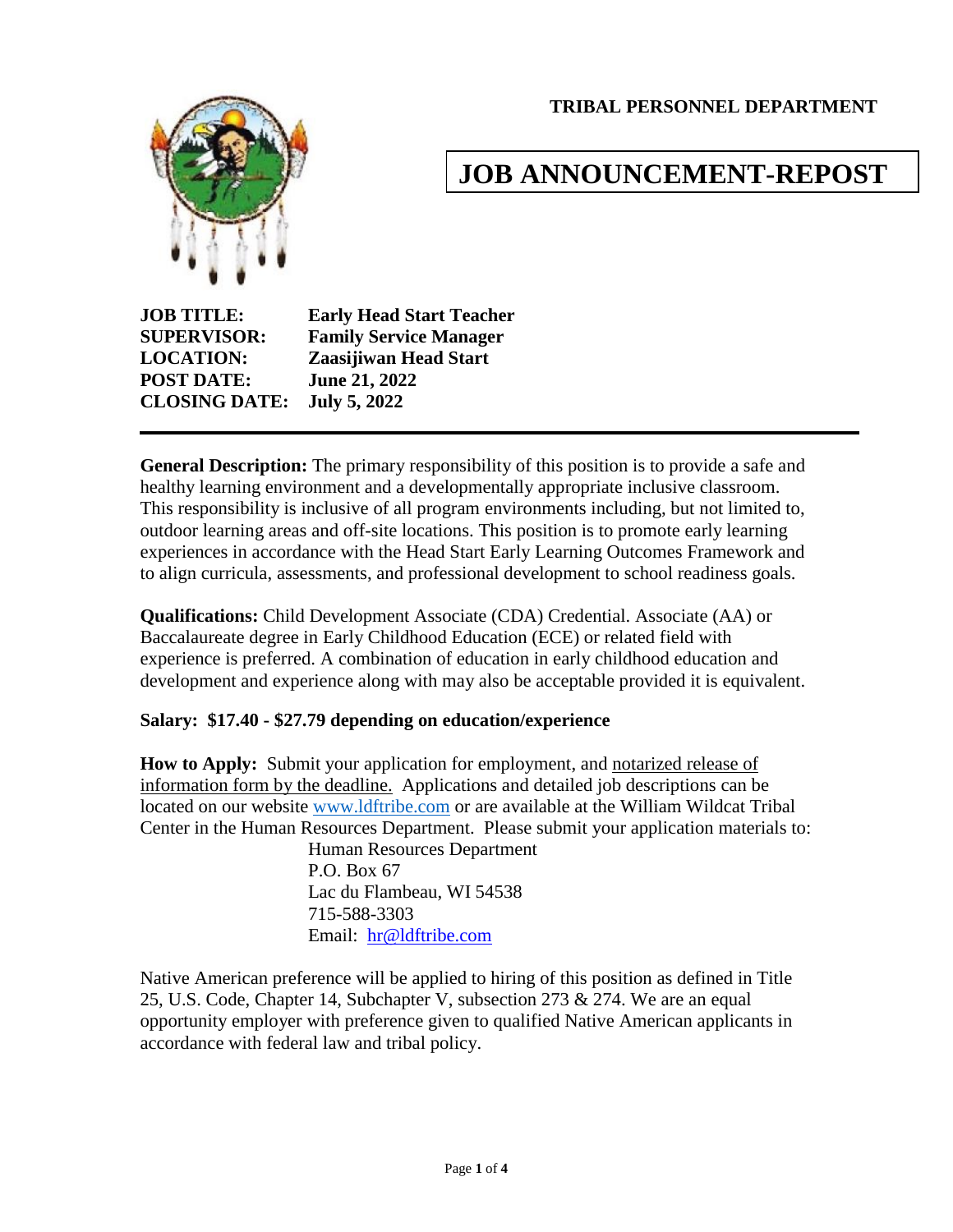**TRIBAL PERSONNEL DEPARTMENT**

# JOB ANNOUNCEMENT-REPOST

**JOB TITLE:** **Early Head Start Teacher**
**SUPERVISOR:** **Family Service Manager**
**LOCATION:** **Zaasijiwan Head Start**
**POST DATE:** **June 21, 2022**
**CLOSING DATE:** **July 5, 2022**

---

**General Description:** The primary responsibility of this position is to provide a safe and healthy learning environment and a developmentally appropriate inclusive classroom. This responsibility is inclusive of all program environments including, but not limited to, outdoor learning areas and off-site locations. This position is to promote early learning experiences in accordance with the Head Start Early Learning Outcomes Framework and to align curricula, assessments, and professional development to school readiness goals.

**Qualifications:** Child Development Associate (CDA) Credential. Associate (AA) or Baccalaureate degree in Early Childhood Education (ECE) or related field with experience is preferred. A combination of education in early childhood education and development and experience along with may also be acceptable provided it is equivalent.

**Salary: $17.40 - $27.79 depending on education/experience**

**How to Apply:** Submit your application for employment, and notarized release of information form by the deadline. Applications and detailed job descriptions can be located on our website www.ldftribe.com or are available at the William Wildcat Tribal Center in the Human Resources Department. Please submit your application materials to:

Human Resources Department
P.O. Box 67
Lac du Flambeau, WI 54538
715-588-3303
Email: hr@ldftribe.com

Native American preference will be applied to hiring of this position as defined in Title 25, U.S. Code, Chapter 14, Subchapter V, subsection 273 & 274. We are an equal opportunity employer with preference given to qualified Native American applicants in accordance with federal law and tribal policy.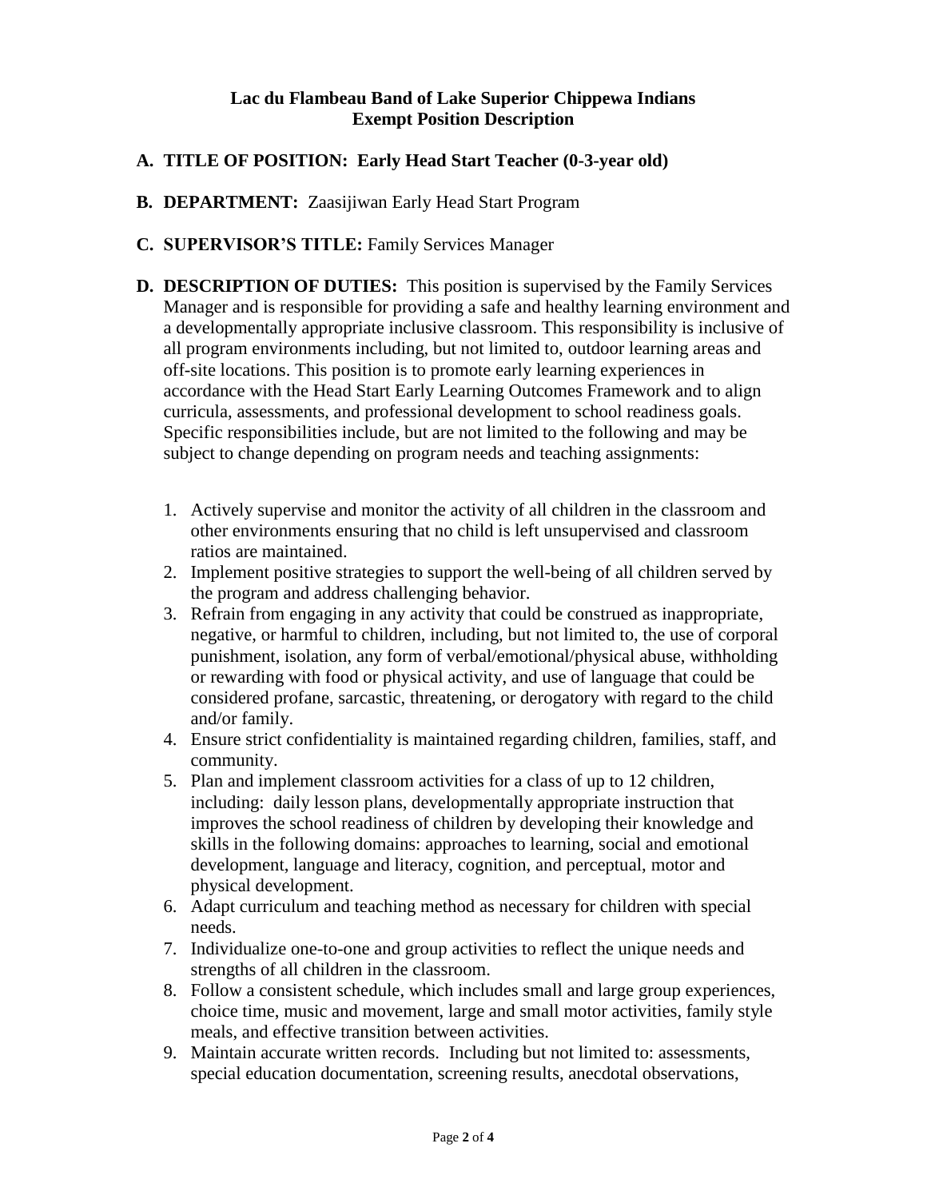**Lac du Flambeau Band of Lake Superior Chippewa Indians**
**Exempt Position Description**

**A. TITLE OF POSITION: Early Head Start Teacher (0-3-year old)**

**B. DEPARTMENT:** Zaasijiwan Early Head Start Program

**C. SUPERVISOR'S TITLE:** Family Services Manager

**D. DESCRIPTION OF DUTIES:** This position is supervised by the Family Services Manager and is responsible for providing a safe and healthy learning environment and a developmentally appropriate inclusive classroom. This responsibility is inclusive of all program environments including, but not limited to, outdoor learning areas and off-site locations. This position is to promote early learning experiences in accordance with the Head Start Early Learning Outcomes Framework and to align curricula, assessments, and professional development to school readiness goals. Specific responsibilities include, but are not limited to the following and may be subject to change depending on program needs and teaching assignments:

1. Actively supervise and monitor the activity of all children in the classroom and other environments ensuring that no child is left unsupervised and classroom ratios are maintained.
2. Implement positive strategies to support the well-being of all children served by the program and address challenging behavior.
3. Refrain from engaging in any activity that could be construed as inappropriate, negative, or harmful to children, including, but not limited to, the use of corporal punishment, isolation, any form of verbal/emotional/physical abuse, withholding or rewarding with food or physical activity, and use of language that could be considered profane, sarcastic, threatening, or derogatory with regard to the child and/or family.
4. Ensure strict confidentiality is maintained regarding children, families, staff, and community.
5. Plan and implement classroom activities for a class of up to 12 children, including: daily lesson plans, developmentally appropriate instruction that improves the school readiness of children by developing their knowledge and skills in the following domains: approaches to learning, social and emotional development, language and literacy, cognition, and perceptual, motor and physical development.
6. Adapt curriculum and teaching method as necessary for children with special needs.
7. Individualize one-to-one and group activities to reflect the unique needs and strengths of all children in the classroom.
8. Follow a consistent schedule, which includes small and large group experiences, choice time, music and movement, large and small motor activities, family style meals, and effective transition between activities.
9. Maintain accurate written records. Including but not limited to: assessments, special education documentation, screening results, anecdotal observations,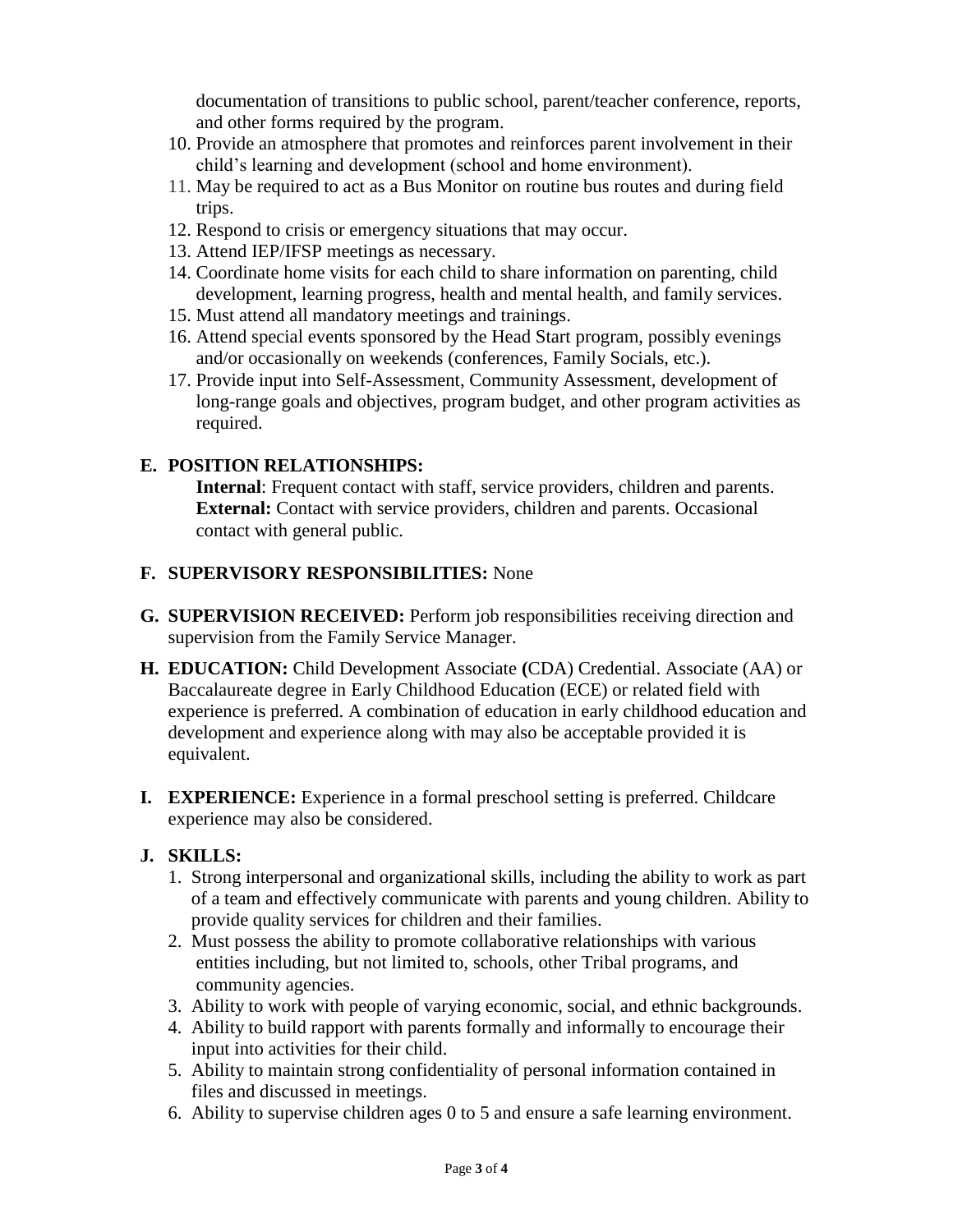documentation of transitions to public school, parent/teacher conference, reports, and other forms required by the program.

10. Provide an atmosphere that promotes and reinforces parent involvement in their child's learning and development (school and home environment).
11. May be required to act as a Bus Monitor on routine bus routes and during field trips.
12. Respond to crisis or emergency situations that may occur.
13. Attend IEP/IFSP meetings as necessary.
14. Coordinate home visits for each child to share information on parenting, child development, learning progress, health and mental health, and family services.
15. Must attend all mandatory meetings and trainings.
16. Attend special events sponsored by the Head Start program, possibly evenings and/or occasionally on weekends (conferences, Family Socials, etc.).
17. Provide input into Self-Assessment, Community Assessment, development of long-range goals and objectives, program budget, and other program activities as required.

**E. POSITION RELATIONSHIPS:**

**Internal**: Frequent contact with staff, service providers, children and parents.
**External:** Contact with service providers, children and parents. Occasional contact with general public.

**F. SUPERVISORY RESPONSIBILITIES:** None

**G. SUPERVISION RECEIVED:** Perform job responsibilities receiving direction and supervision from the Family Service Manager.

**H. EDUCATION:** Child Development Associate **(**CDA) Credential. Associate (AA) or Baccalaureate degree in Early Childhood Education (ECE) or related field with experience is preferred. A combination of education in early childhood education and development and experience along with may also be acceptable provided it is equivalent.

**I. EXPERIENCE:** Experience in a formal preschool setting is preferred. Childcare experience may also be considered.

**J. SKILLS:**

1. Strong interpersonal and organizational skills, including the ability to work as part of a team and effectively communicate with parents and young children. Ability to provide quality services for children and their families.
2. Must possess the ability to promote collaborative relationships with various entities including, but not limited to, schools, other Tribal programs, and community agencies.
3. Ability to work with people of varying economic, social, and ethnic backgrounds.
4. Ability to build rapport with parents formally and informally to encourage their input into activities for their child.
5. Ability to maintain strong confidentiality of personal information contained in files and discussed in meetings.
6. Ability to supervise children ages 0 to 5 and ensure a safe learning environment.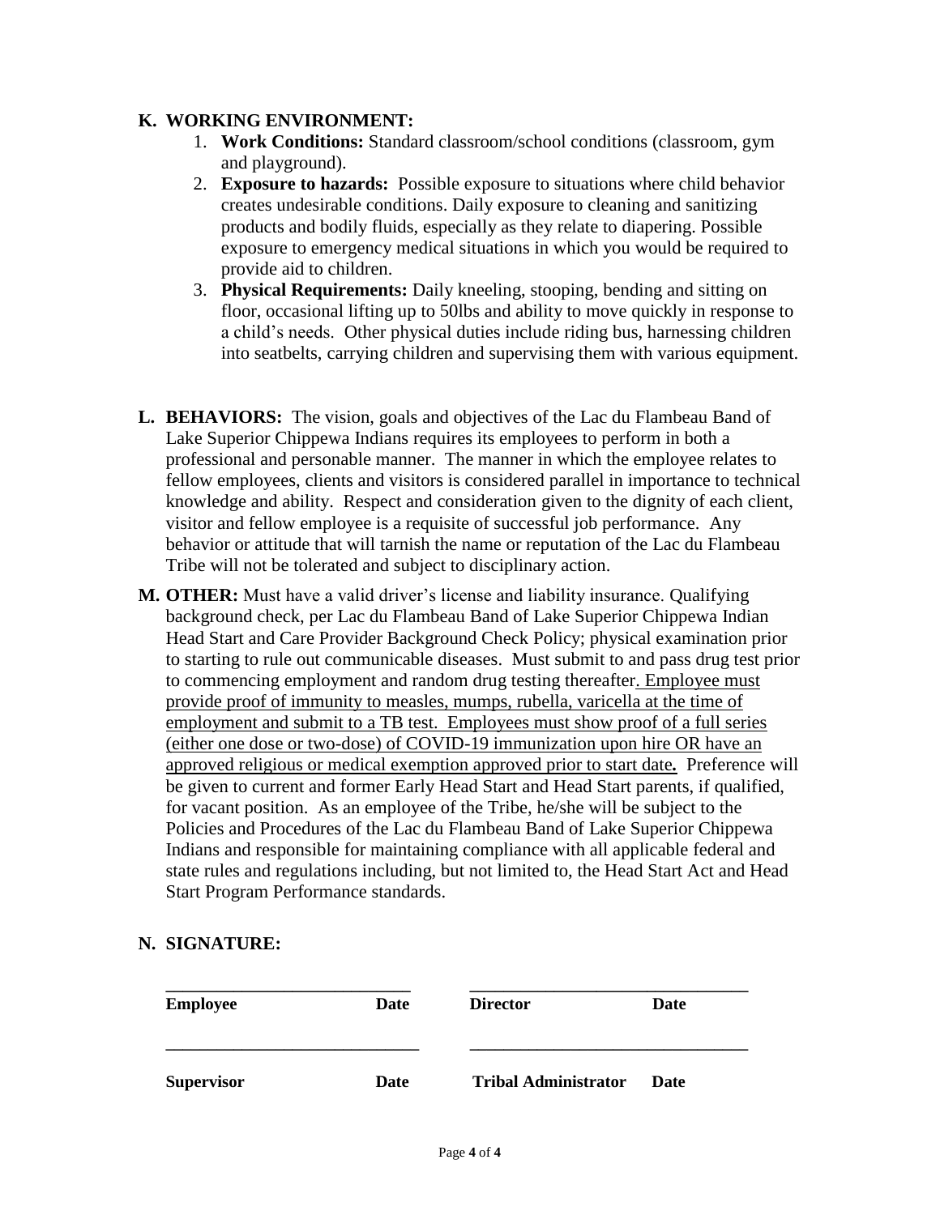**K. WORKING ENVIRONMENT:**

1. **Work Conditions:** Standard classroom/school conditions (classroom, gym and playground).
2. **Exposure to hazards:** Possible exposure to situations where child behavior creates undesirable conditions. Daily exposure to cleaning and sanitizing products and bodily fluids, especially as they relate to diapering. Possible exposure to emergency medical situations in which you would be required to provide aid to children.
3. **Physical Requirements:** Daily kneeling, stooping, bending and sitting on floor, occasional lifting up to 50lbs and ability to move quickly in response to a child's needs. Other physical duties include riding bus, harnessing children into seatbelts, carrying children and supervising them with various equipment.

**L. BEHAVIORS:** The vision, goals and objectives of the Lac du Flambeau Band of Lake Superior Chippewa Indians requires its employees to perform in both a professional and personable manner. The manner in which the employee relates to fellow employees, clients and visitors is considered parallel in importance to technical knowledge and ability. Respect and consideration given to the dignity of each client, visitor and fellow employee is a requisite of successful job performance. Any behavior or attitude that will tarnish the name or reputation of the Lac du Flambeau Tribe will not be tolerated and subject to disciplinary action.

**M. OTHER:** Must have a valid driver's license and liability insurance. Qualifying background check, per Lac du Flambeau Band of Lake Superior Chippewa Indian Head Start and Care Provider Background Check Policy; physical examination prior to starting to rule out communicable diseases. Must submit to and pass drug test prior to commencing employment and random drug testing thereafter. Employee must provide proof of immunity to measles, mumps, rubella, varicella at the time of employment and submit to a TB test. Employees must show proof of a full series (either one dose or two-dose) of COVID-19 immunization upon hire OR have an approved religious or medical exemption approved prior to start date**.** Preference will be given to current and former Early Head Start and Head Start parents, if qualified, for vacant position. As an employee of the Tribe, he/she will be subject to the Policies and Procedures of the Lac du Flambeau Band of Lake Superior Chippewa Indians and responsible for maintaining compliance with all applicable federal and state rules and regulations including, but not limited to, the Head Start Act and Head Start Program Performance standards.

**N. SIGNATURE:**

______________________________ ______________________________

**Employee** **Date** **Director** **Date**

______________________________ ______________________________

**Supervisor** **Date** **Tribal Administrator** **Date**